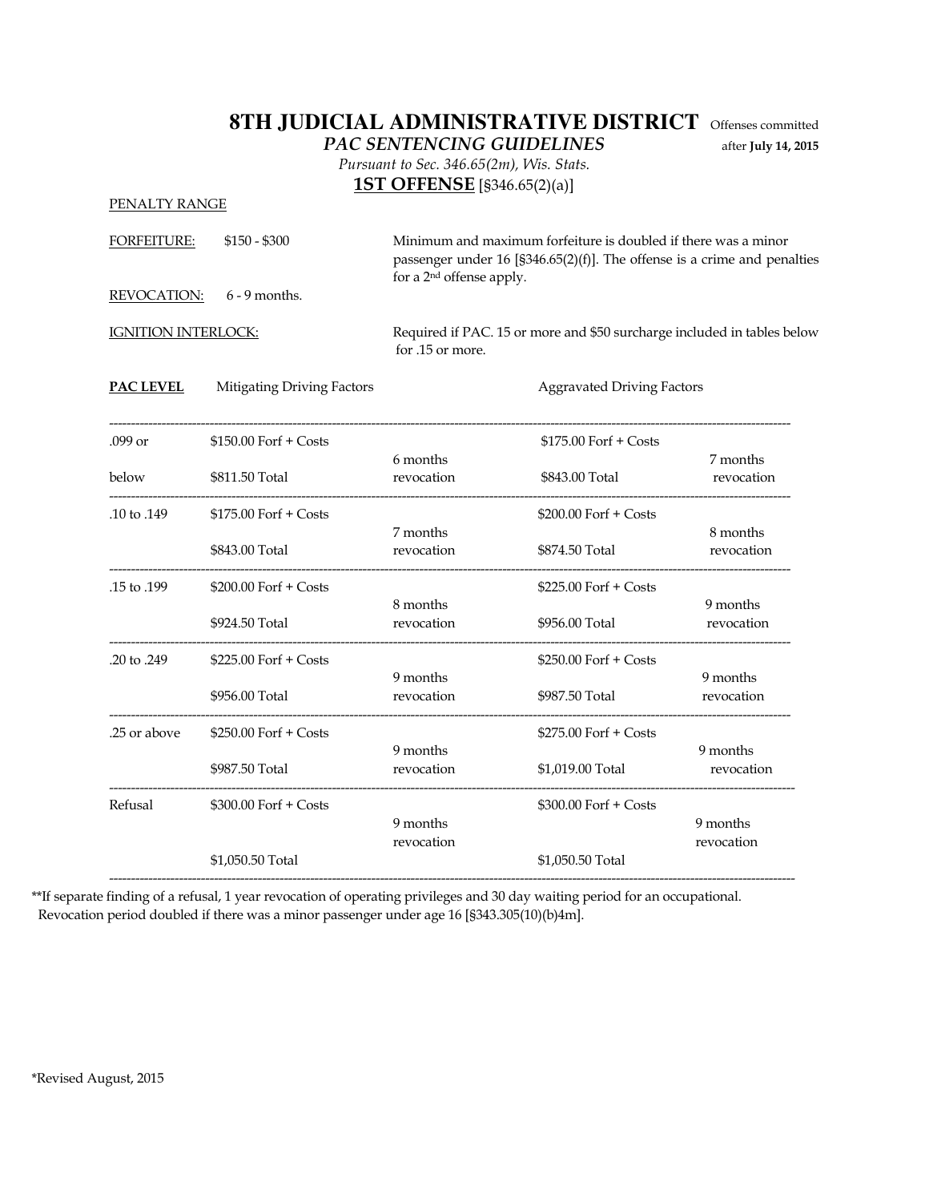# 8TH JUDICIAL ADMINISTRATIVE DISTRICT

Offenses committed after **July 14, 2015**

## *PAC SENTENCING GUIDELINES*

*Pursuant to Sec. 346.65(2m), Wis. Stats.*

## **1ST OFFENSE** [§346.65(2)(a)]

PENALTY RANGE

FORFEITURE: $150 - $300

Minimum and maximum forfeiture is doubled if there was a minor passenger under 16 [§346.65(2)(f)]. The offense is a crime and penalties for a 2nd offense apply.

REVOCATION: 6 - 9 months.

IGNITION INTERLOCK: Required if PAC. 15 or more and $50 surcharge included in tables below for .15 or more.

| **PAC LEVEL** | Mitigating Driving Factors | | Aggravated Driving Factors | |
|---|---|---|---|---|
| .099 or below | $150.00 Forf + Costs<br>$811.50 Total | 6 months revocation | $175.00 Forf + Costs<br>$843.00 Total | 7 months revocation |
| .10 to .149 | $175.00 Forf + Costs<br>$843.00 Total | 7 months revocation | $200.00 Forf + Costs<br>$874.50 Total | 8 months revocation |
| .15 to .199 | $200.00 Forf + Costs<br>$924.50 Total | 8 months revocation | $225.00 Forf + Costs<br>$956.00 Total | 9 months revocation |
| .20 to .249 | $225.00 Forf + Costs<br>$956.00 Total | 9 months revocation | $250.00 Forf + Costs<br>$987.50 Total | 9 months revocation |
| .25 or above | $250.00 Forf + Costs<br>$987.50 Total | 9 months revocation | $275.00 Forf + Costs<br>$1,019.00 Total | 9 months revocation |
| Refusal | $300.00 Forf + Costs<br>$1,050.50 Total | 9 months revocation | $300.00 Forf + Costs<br>$1,050.50 Total | 9 months revocation |

**If separate finding of a refusal, 1 year revocation of operating privileges and 30 day waiting period for an occupational. Revocation period doubled if there was a minor passenger under age 16 [§343.305(10)(b)4m].

*Revised August, 2015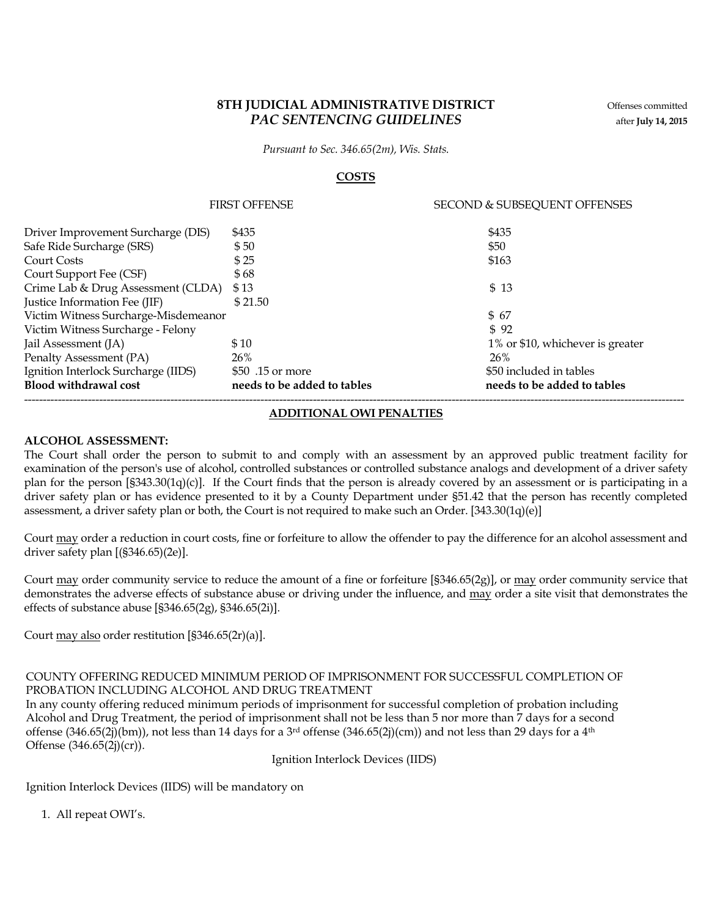**8TH JUDICIAL ADMINISTRATIVE DISTRICT**
***PAC SENTENCING GUIDELINES***

Offenses committed after **July 14, 2015**

*Pursuant to Sec. 346.65(2m), Wis. Stats.*

## COSTS

| | FIRST OFFENSE | SECOND & SUBSEQUENT OFFENSES |
|---|---|---|
| Driver Improvement Surcharge (DIS) | $435 | $435 |
| Safe Ride Surcharge (SRS) | $ 50 | $50 |
| Court Costs | $ 25 | $163 |
| Court Support Fee (CSF) | $ 68 | |
| Crime Lab & Drug Assessment (CLDA) | $ 13 | $ 13 |
| Justice Information Fee (JIF) | $ 21.50 | |
| Victim Witness Surcharge-Misdemeanor | | $ 67 |
| Victim Witness Surcharge - Felony | | $ 92 |
| Jail Assessment (JA) | $ 10 | 1% or $10, whichever is greater |
| Penalty Assessment (PA) | 26% | 26% |
| Ignition Interlock Surcharge (IIDS) | $50 .15 or more | $50 included in tables |
| **Blood withdrawal cost** | **needs to be added to tables** | **needs to be added to tables** |

---

## ADDITIONAL OWI PENALTIES

**ALCOHOL ASSESSMENT:**
The Court shall order the person to submit to and comply with an assessment by an approved public treatment facility for examination of the person's use of alcohol, controlled substances or controlled substance analogs and development of a driver safety plan for the person [§343.30(1q)(c)]. If the Court finds that the person is already covered by an assessment or is participating in a driver safety plan or has evidence presented to it by a County Department under §51.42 that the person has recently completed assessment, a driver safety plan or both, the Court is not required to make such an Order. [343.30(1q)(e)]

Court may order a reduction in court costs, fine or forfeiture to allow the offender to pay the difference for an alcohol assessment and driver safety plan [(§346.65)(2e)].

Court may order community service to reduce the amount of a fine or forfeiture [§346.65(2g)], or may order community service that demonstrates the adverse effects of substance abuse or driving under the influence, and may order a site visit that demonstrates the effects of substance abuse [§346.65(2g), §346.65(2i)].

Court may also order restitution [§346.65(2r)(a)].

COUNTY OFFERING REDUCED MINIMUM PERIOD OF IMPRISONMENT FOR SUCCESSFUL COMPLETION OF PROBATION INCLUDING ALCOHOL AND DRUG TREATMENT
In any county offering reduced minimum periods of imprisonment for successful completion of probation including Alcohol and Drug Treatment, the period of imprisonment shall not be less than 5 nor more than 7 days for a second offense (346.65(2j)(bm)), not less than 14 days for a 3rd offense (346.65(2j)(cm)) and not less than 29 days for a 4th Offense (346.65(2j)(cr)).

Ignition Interlock Devices (IIDS)

Ignition Interlock Devices (IIDS) will be mandatory on

1. All repeat OWI's.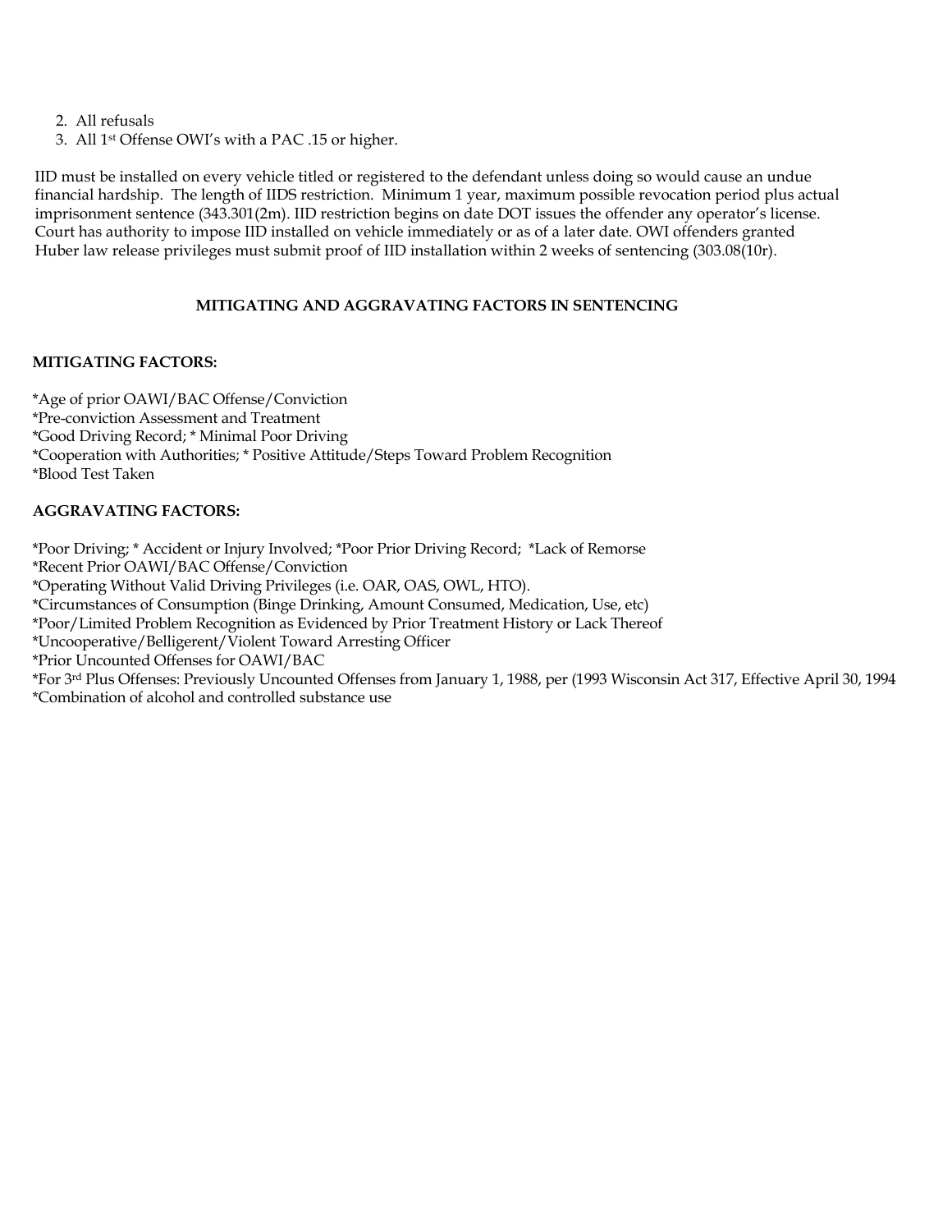2. All refusals
3. All 1st Offense OWI's with a PAC .15 or higher.

IID must be installed on every vehicle titled or registered to the defendant unless doing so would cause an undue financial hardship. The length of IIDS restriction. Minimum 1 year, maximum possible revocation period plus actual imprisonment sentence (343.301(2m). IID restriction begins on date DOT issues the offender any operator's license. Court has authority to impose IID installed on vehicle immediately or as of a later date. OWI offenders granted Huber law release privileges must submit proof of IID installation within 2 weeks of sentencing (303.08(10r).

## MITIGATING AND AGGRAVATING FACTORS IN SENTENCING

**MITIGATING FACTORS:**

*Age of prior OAWI/BAC Offense/Conviction
*Pre-conviction Assessment and Treatment
*Good Driving Record; * Minimal Poor Driving
*Cooperation with Authorities; * Positive Attitude/Steps Toward Problem Recognition
*Blood Test Taken

**AGGRAVATING FACTORS:**

*Poor Driving; * Accident or Injury Involved; *Poor Prior Driving Record; *Lack of Remorse
*Recent Prior OAWI/BAC Offense/Conviction
*Operating Without Valid Driving Privileges (i.e. OAR, OAS, OWL, HTO).
*Circumstances of Consumption (Binge Drinking, Amount Consumed, Medication, Use, etc)
*Poor/Limited Problem Recognition as Evidenced by Prior Treatment History or Lack Thereof
*Uncooperative/Belligerent/Violent Toward Arresting Officer
*Prior Uncounted Offenses for OAWI/BAC
*For 3rd Plus Offenses: Previously Uncounted Offenses from January 1, 1988, per (1993 Wisconsin Act 317, Effective April 30, 1994
*Combination of alcohol and controlled substance use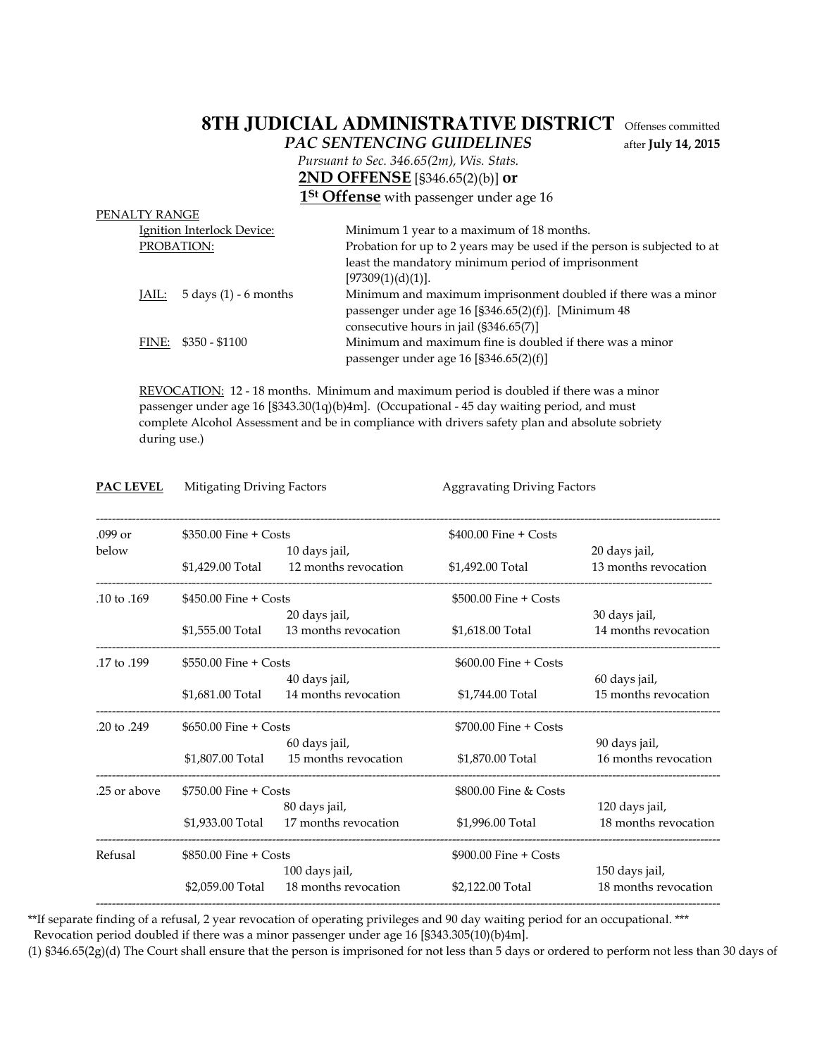# 8TH JUDICIAL ADMINISTRATIVE DISTRICT

Offenses committed after **July 14, 2015**

## *PAC SENTENCING GUIDELINES*

*Pursuant to Sec. 346.65(2m), Wis. Stats.*

**2ND OFFENSE** [§346.65(2)(b)] **or**

**1St Offense** with passenger under age 16

PENALTY RANGE

| | |
|---|---|
| Ignition Interlock Device: | Minimum 1 year to a maximum of 18 months. |
| PROBATION: | Probation for up to 2 years may be used if the person is subjected to at least the mandatory minimum period of imprisonment [97309(1)(d)(1)]. |
| JAIL: 5 days (1) - 6 months | Minimum and maximum imprisonment doubled if there was a minor passenger under age 16 [§346.65(2)(f)]. [Minimum 48 consecutive hours in jail (§346.65(7)] |
| FINE: $350 - $1100 | Minimum and maximum fine is doubled if there was a minor passenger under age 16 [§346.65(2)(f)] |

REVOCATION: 12 - 18 months. Minimum and maximum period is doubled if there was a minor passenger under age 16 [§343.30(1q)(b)4m]. (Occupational - 45 day waiting period, and must complete Alcohol Assessment and be in compliance with drivers safety plan and absolute sobriety during use.)

| **PAC LEVEL** | Mitigating Driving Factors | | Aggravating Driving Factors | |
|---|---|---|---|---|
| .099 or below | $350.00 Fine + Costs<br>$1,429.00 Total | 10 days jail,<br>12 months revocation | $400.00 Fine + Costs<br>$1,492.00 Total | 20 days jail,<br>13 months revocation |
| .10 to .169 | $450.00 Fine + Costs<br>$1,555.00 Total | 20 days jail,<br>13 months revocation | $500.00 Fine + Costs<br>$1,618.00 Total | 30 days jail,<br>14 months revocation |
| .17 to .199 | $550.00 Fine + Costs<br>$1,681.00 Total | 40 days jail,<br>14 months revocation | $600.00 Fine + Costs<br>$1,744.00 Total | 60 days jail,<br>15 months revocation |
| .20 to .249 | $650.00 Fine + Costs<br>$1,807.00 Total | 60 days jail,<br>15 months revocation | $700.00 Fine + Costs<br>$1,870.00 Total | 90 days jail,<br>16 months revocation |
| .25 or above | $750.00 Fine + Costs<br>$1,933.00 Total | 80 days jail,<br>17 months revocation | $800.00 Fine & Costs<br>$1,996.00 Total | 120 days jail,<br>18 months revocation |
| Refusal | $850.00 Fine + Costs<br>$2,059.00 Total | 100 days jail,<br>18 months revocation | $900.00 Fine + Costs<br>$2,122.00 Total | 150 days jail,<br>18 months revocation |

**If separate finding of a refusal, 2 year revocation of operating privileges and 90 day waiting period for an occupational. *** Revocation period doubled if there was a minor passenger under age 16 [§343.305(10)(b)4m].

(1) §346.65(2g)(d) The Court shall ensure that the person is imprisoned for not less than 5 days or ordered to perform not less than 30 days of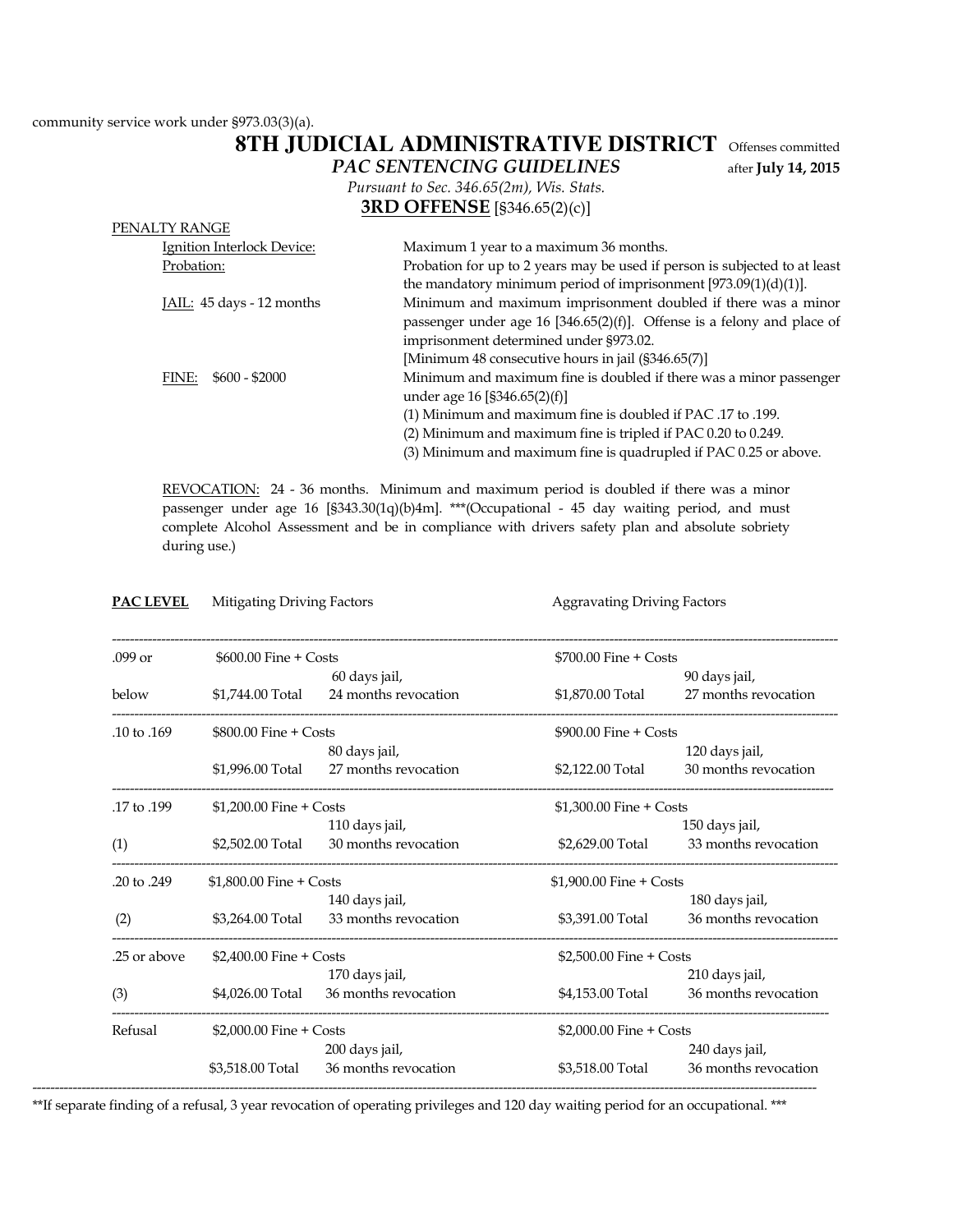community service work under §973.03(3)(a).

# 8TH JUDICIAL ADMINISTRATIVE DISTRICT

Offenses committed after **July 14, 2015**

## *PAC SENTENCING GUIDELINES*

*Pursuant to Sec. 346.65(2m), Wis. Stats.*

## **3RD OFFENSE** [§346.65(2)(c)]

PENALTY RANGE

| | |
|---|---|
| Ignition Interlock Device: | Maximum 1 year to a maximum 36 months. |
| Probation: | Probation for up to 2 years may be used if person is subjected to at least the mandatory minimum period of imprisonment [973.09(1)(d)(1)]. |
| JAIL: 45 days - 12 months | Minimum and maximum imprisonment doubled if there was a minor passenger under age 16 [346.65(2)(f)]. Offense is a felony and place of imprisonment determined under §973.02. [Minimum 48 consecutive hours in jail (§346.65(7)] |
| FINE: $600 - $2000 | Minimum and maximum fine is doubled if there was a minor passenger under age 16 [§346.65(2)(f)]<br>(1) Minimum and maximum fine is doubled if PAC .17 to .199.<br>(2) Minimum and maximum fine is tripled if PAC 0.20 to 0.249.<br>(3) Minimum and maximum fine is quadrupled if PAC 0.25 or above. |

REVOCATION: 24 - 36 months. Minimum and maximum period is doubled if there was a minor passenger under age 16 [§343.30(1q)(b)4m]. ***(Occupational - 45 day waiting period, and must complete Alcohol Assessment and be in compliance with drivers safety plan and absolute sobriety during use.)

| **PAC LEVEL** | Mitigating Driving Factors | | Aggravating Driving Factors | |
|---|---|---|---|---|
| .099 or below | $600.00 Fine + Costs<br>$1,744.00 Total | 60 days jail,<br>24 months revocation | $700.00 Fine + Costs<br>$1,870.00 Total | 90 days jail,<br>27 months revocation |
| .10 to .169 | $800.00 Fine + Costs<br>$1,996.00 Total | 80 days jail,<br>27 months revocation | $900.00 Fine + Costs<br>$2,122.00 Total | 120 days jail,<br>30 months revocation |
| .17 to .199 (1) | $1,200.00 Fine + Costs<br>$2,502.00 Total | 110 days jail,<br>30 months revocation | $1,300.00 Fine + Costs<br>$2,629.00 Total | 150 days jail,<br>33 months revocation |
| .20 to .249 (2) | $1,800.00 Fine + Costs<br>$3,264.00 Total | 140 days jail,<br>33 months revocation | $1,900.00 Fine + Costs<br>$3,391.00 Total | 180 days jail,<br>36 months revocation |
| .25 or above (3) | $2,400.00 Fine + Costs<br>$4,026.00 Total | 170 days jail,<br>36 months revocation | $2,500.00 Fine + Costs<br>$4,153.00 Total | 210 days jail,<br>36 months revocation |
| Refusal | $2,000.00 Fine + Costs<br>$3,518.00 Total | 200 days jail,<br>36 months revocation | $2,000.00 Fine + Costs<br>$3,518.00 Total | 240 days jail,<br>36 months revocation |

**If separate finding of a refusal, 3 year revocation of operating privileges and 120 day waiting period for an occupational. ***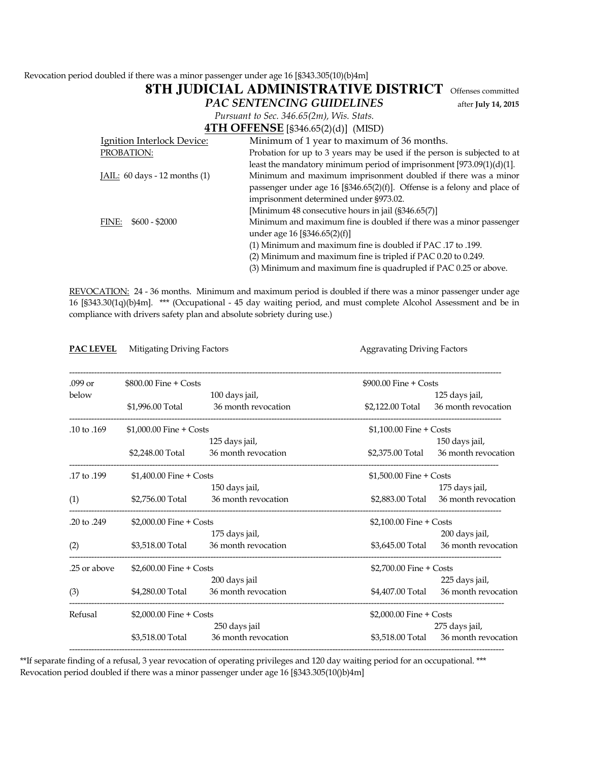Revocation period doubled if there was a minor passenger under age 16 [§343.305(10)(b)4m]

# 8TH JUDICIAL ADMINISTRATIVE DISTRICT

Offenses committed after **July 14, 2015**

## *PAC SENTENCING GUIDELINES*

*Pursuant to Sec. 346.65(2m), Wis. Stats.*

## 4TH OFFENSE [§346.65(2)(d)] (MISD)

| | |
|---|---|
| Ignition Interlock Device: | Minimum of 1 year to maximum of 36 months. |
| PROBATION: | Probation for up to 3 years may be used if the person is subjected to at least the mandatory minimum period of imprisonment [973.09(1)(d)(1]. |
| JAIL: 60 days - 12 months (1) | Minimum and maximum imprisonment doubled if there was a minor passenger under age 16 [§346.65(2)(f)]. Offense is a felony and place of imprisonment determined under §973.02. [Minimum 48 consecutive hours in jail (§346.65(7)] |
| FINE: $600 - $2000 | Minimum and maximum fine is doubled if there was a minor passenger under age 16 [§346.65(2)(f)]<br>(1) Minimum and maximum fine is doubled if PAC .17 to .199.<br>(2) Minimum and maximum fine is tripled if PAC 0.20 to 0.249.<br>(3) Minimum and maximum fine is quadrupled if PAC 0.25 or above. |

REVOCATION: 24 - 36 months. Minimum and maximum period is doubled if there was a minor passenger under age 16 [§343.30(1q)(b)4m]. *** (Occupational - 45 day waiting period, and must complete Alcohol Assessment and be in compliance with drivers safety plan and absolute sobriety during use.)

| **PAC LEVEL** | Mitigating Driving Factors | | Aggravating Driving Factors | |
|---|---|---|---|---|
| .099 or below | $800.00 Fine + Costs<br>$1,996.00 Total | 100 days jail,<br>36 month revocation | $900.00 Fine + Costs<br>$2,122.00 Total | 125 days jail,<br>36 month revocation |
| .10 to .169 | $1,000.00 Fine + Costs<br>$2,248.00 Total | 125 days jail,<br>36 month revocation | $1,100.00 Fine + Costs<br>$2,375.00 Total | 150 days jail,<br>36 month revocation |
| .17 to .199<br>(1) | $1,400.00 Fine + Costs<br>$2,756.00 Total | 150 days jail,<br>36 month revocation | $1,500.00 Fine + Costs<br>$2,883.00 Total | 175 days jail,<br>36 month revocation |
| .20 to .249<br>(2) | $2,000.00 Fine + Costs<br>$3,518.00 Total | 175 days jail,<br>36 month revocation | $2,100.00 Fine + Costs<br>$3,645.00 Total | 200 days jail,<br>36 month revocation |
| .25 or above<br>(3) | $2,600.00 Fine + Costs<br>$4,280.00 Total | 200 days jail<br>36 month revocation | $2,700.00 Fine + Costs<br>$4,407.00 Total | 225 days jail,<br>36 month revocation |
| Refusal | $2,000.00 Fine + Costs<br>$3,518.00 Total | 250 days jail<br>36 month revocation | $2,000.00 Fine + Costs<br>$3,518.00 Total | 275 days jail,<br>36 month revocation |

**If separate finding of a refusal, 3 year revocation of operating privileges and 120 day waiting period for an occupational. *** Revocation period doubled if there was a minor passenger under age 16 [§343.305(10()b)4m]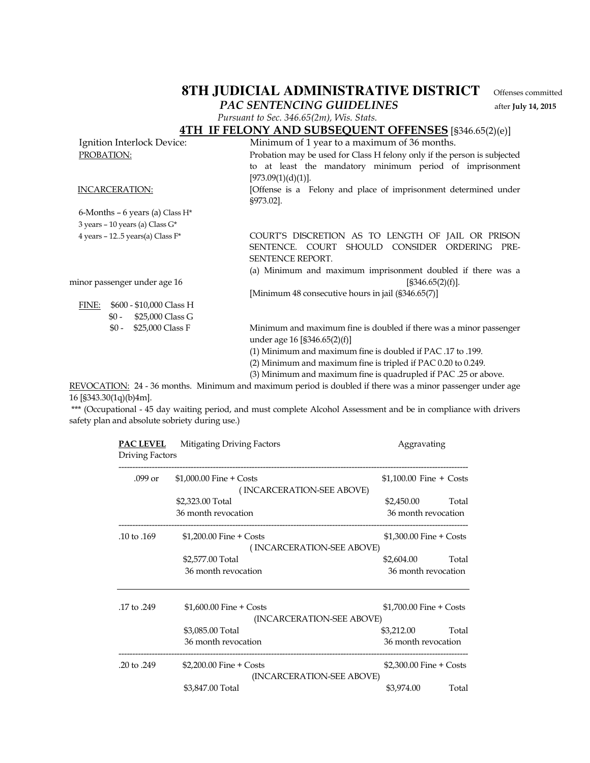# 8TH JUDICIAL ADMINISTRATIVE DISTRICT

Offenses committed after **July 14, 2015**

***PAC SENTENCING GUIDELINES***

*Pursuant to Sec. 346.65(2m), Wis. Stats.*

## 4TH IF FELONY AND SUBSEQUENT OFFENSES [§346.65(2)(e)]

Ignition Interlock Device: Minimum of 1 year to a maximum of 36 months.

PROBATION: Probation may be used for Class H felony only if the person is subjected to at least the mandatory minimum period of imprisonment [973.09(1)(d)(1)].

INCARCERATION: [Offense is a Felony and place of imprisonment determined under §973.02].

6-Months – 6 years (a) Class H*
3 years – 10 years (a) Class G*
4 years – 12..5 years(a) Class F*

COURT'S DISCRETION AS TO LENGTH OF JAIL OR PRISON SENTENCE. COURT SHOULD CONSIDER ORDERING PRE-SENTENCE REPORT.

(a) Minimum and maximum imprisonment doubled if there was a minor passenger under age 16 [§346.65(2)(f)].

[Minimum 48 consecutive hours in jail (§346.65(7)]

FINE: $600 - $10,000 Class H
$0 - $25,000 Class G
$0 - $25,000 Class F

Minimum and maximum fine is doubled if there was a minor passenger under age 16 [§346.65(2)(f)]

(1) Minimum and maximum fine is doubled if PAC .17 to .199.
(2) Minimum and maximum fine is tripled if PAC 0.20 to 0.249.
(3) Minimum and maximum fine is quadrupled if PAC .25 or above.

REVOCATION: 24 - 36 months. Minimum and maximum period is doubled if there was a minor passenger under age 16 [§343.30(1q)(b)4m].

*** (Occupational - 45 day waiting period, and must complete Alcohol Assessment and be in compliance with drivers safety plan and absolute sobriety during use.)

| PAC LEVEL | Mitigating Driving Factors | Aggravating Driving Factors |
|---|---|---|
| .099 or | $1,000.00 Fine + Costs (INCARCERATION-SEE ABOVE) $2,323.00 Total 36 month revocation | $1,100.00 Fine + Costs $2,450.00 Total 36 month revocation |
| .10 to .169 | $1,200.00 Fine + Costs (INCARCERATION-SEE ABOVE) $2,577.00 Total 36 month revocation | $1,300.00 Fine + Costs $2,604.00 Total 36 month revocation |
| .17 to .249 | $1,600.00 Fine + Costs (INCARCERATION-SEE ABOVE) $3,085.00 Total 36 month revocation | $1,700.00 Fine + Costs $3,212.00 Total 36 month revocation |
| .20 to .249 | $2,200.00 Fine + Costs (INCARCERATION-SEE ABOVE) $3,847.00 Total | $2,300.00 Fine + Costs $3,974.00 Total |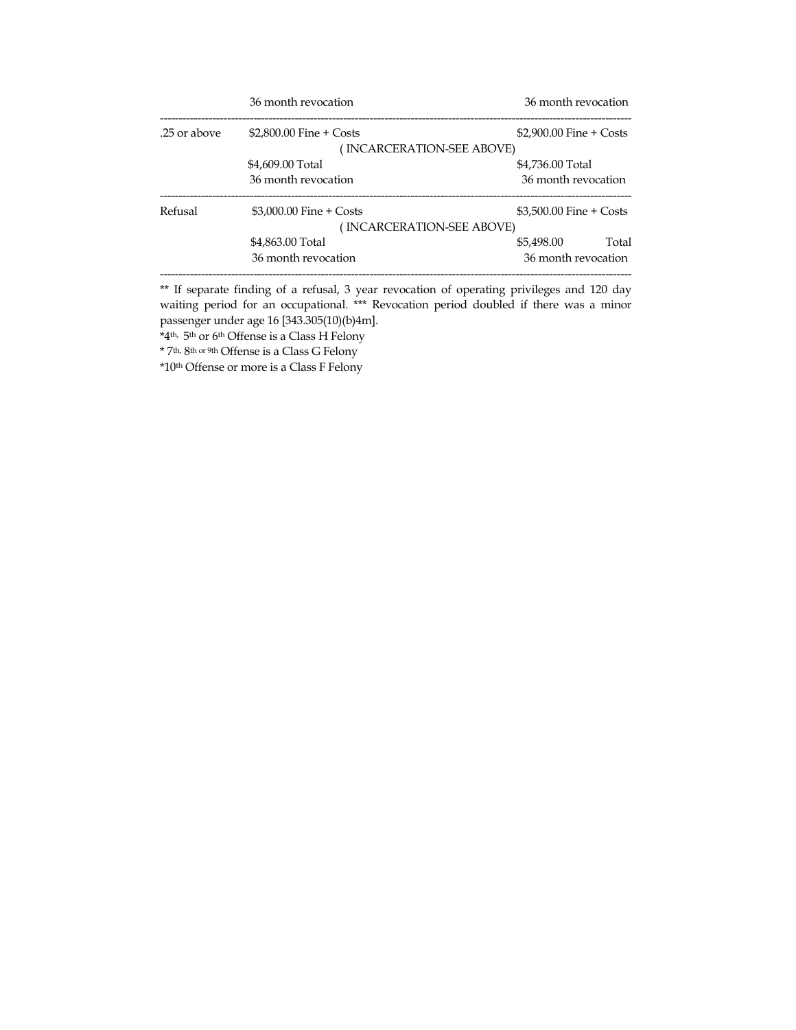| | | |
|---|---|---|
| | 36 month revocation | 36 month revocation |
| .25 or above | \$2,800.00 Fine + Costs | \$2,900.00 Fine + Costs |
| | (INCARCERATION-SEE ABOVE) | |
| | \$4,609.00 Total | \$4,736.00 Total |
| | 36 month revocation | 36 month revocation |
| Refusal | \$3,000.00 Fine + Costs | \$3,500.00 Fine + Costs |
| | (INCARCERATION-SEE ABOVE) | |
| | \$4,863.00 Total | \$5,498.00 Total |
| | 36 month revocation | 36 month revocation |

** If separate finding of a refusal, 3 year revocation of operating privileges and 120 day waiting period for an occupational. *** Revocation period doubled if there was a minor passenger under age 16 [343.305(10)(b)4m].

*4th, 5th or 6th Offense is a Class H Felony

* 7th, 8th or 9th Offense is a Class G Felony

*10th Offense or more is a Class F Felony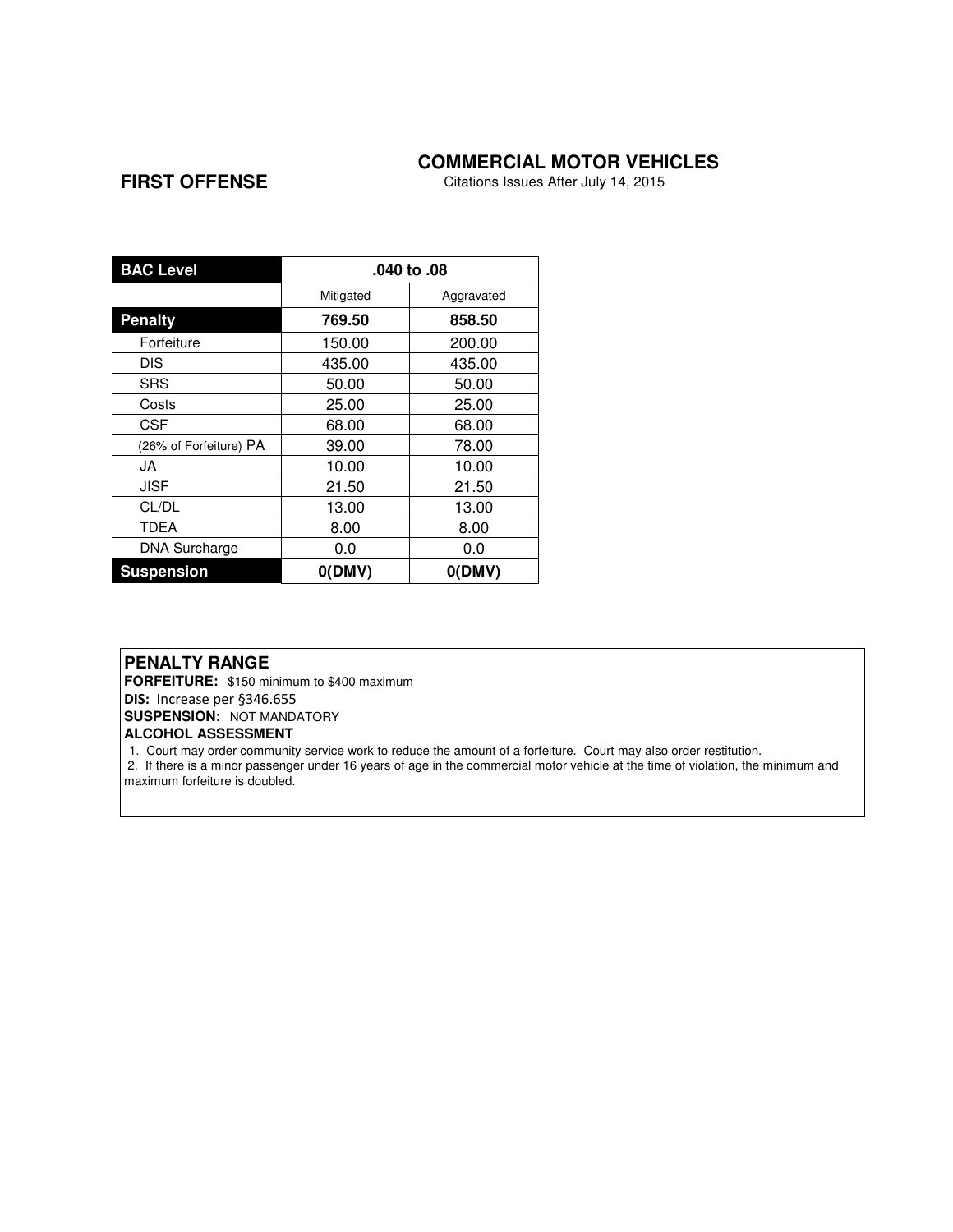## FIRST OFFENSE

## COMMERCIAL MOTOR VEHICLES

Citations Issues After July 14, 2015

| BAC Level | .040 to .08 | |
|---|---|---|
| | Mitigated | Aggravated |
| **Penalty** | **769.50** | **858.50** |
| Forfeiture | 150.00 | 200.00 |
| DIS | 435.00 | 435.00 |
| SRS | 50.00 | 50.00 |
| Costs | 25.00 | 25.00 |
| CSF | 68.00 | 68.00 |
| (26% of Forfeiture) PA | 39.00 | 78.00 |
| JA | 10.00 | 10.00 |
| JISF | 21.50 | 21.50 |
| CL/DL | 13.00 | 13.00 |
| TDEA | 8.00 | 8.00 |
| DNA Surcharge | 0.0 | 0.0 |
| **Suspension** | **0(DMV)** | **0(DMV)** |

### PENALTY RANGE

**FORFEITURE:** $150 minimum to $400 maximum

**DIS:** Increase per §346.655

**SUSPENSION:** NOT MANDATORY

**ALCOHOL ASSESSMENT**

1. Court may order community service work to reduce the amount of a forfeiture. Court may also order restitution.
2. If there is a minor passenger under 16 years of age in the commercial motor vehicle at the time of violation, the minimum and maximum forfeiture is doubled.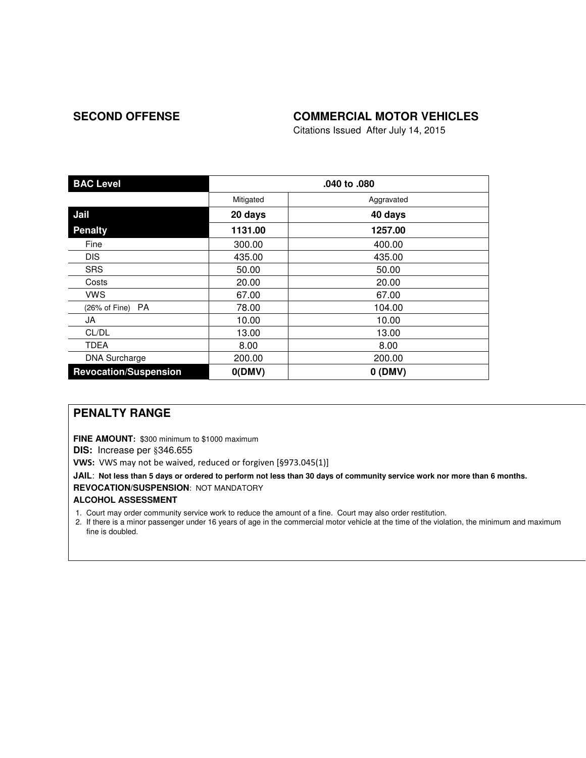**SECOND OFFENSE**

**COMMERCIAL MOTOR VEHICLES**

Citations Issued After July 14, 2015

| **BAC Level** | **.040 to .080** | |
|---|---|---|
| | Mitigated | Aggravated |
| **Jail** | **20 days** | **40 days** |
| **Penalty** | **1131.00** | **1257.00** |
| Fine | 300.00 | 400.00 |
| DIS | 435.00 | 435.00 |
| SRS | 50.00 | 50.00 |
| Costs | 20.00 | 20.00 |
| VWS | 67.00 | 67.00 |
| (26% of Fine) PA | 78.00 | 104.00 |
| JA | 10.00 | 10.00 |
| CL/DL | 13.00 | 13.00 |
| TDEA | 8.00 | 8.00 |
| DNA Surcharge | 200.00 | 200.00 |
| **Revocation/Suspension** | **0(DMV)** | **0 (DMV)** |

## PENALTY RANGE

**FINE AMOUNT:** $300 minimum to $1000 maximum

**DIS:** Increase per §346.655

**VWS:** VWS may not be waived, reduced or forgiven [§973.045(1)]

**JAIL**: **Not less than 5 days or ordered to perform not less than 30 days of community service work nor more than 6 months.**

**REVOCATION/SUSPENSION**: NOT MANDATORY

**ALCOHOL ASSESSMENT**

1. Court may order community service work to reduce the amount of a fine. Court may also order restitution.
2. If there is a minor passenger under 16 years of age in the commercial motor vehicle at the time of the violation, the minimum and maximum fine is doubled.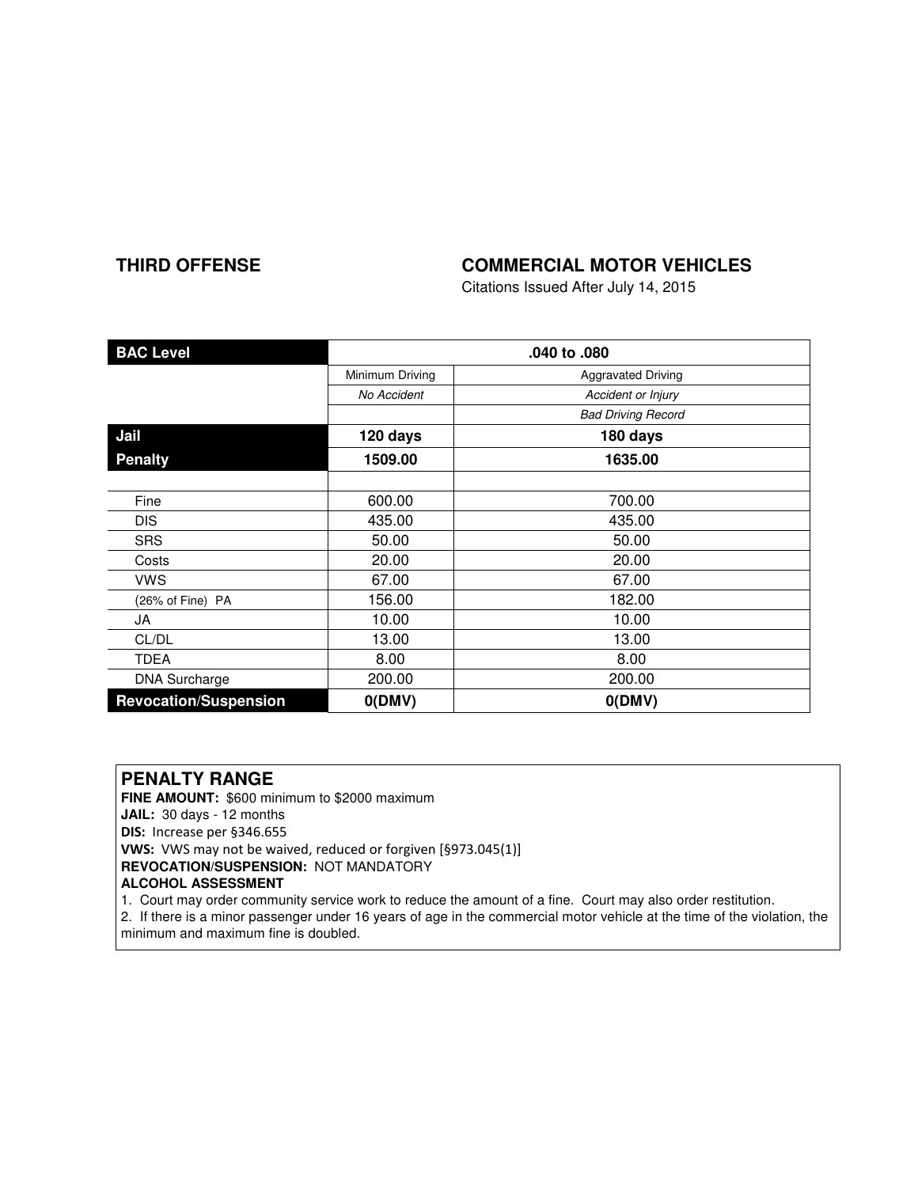**THIRD OFFENSE**

## COMMERCIAL MOTOR VEHICLES

Citations Issued After July 14, 2015

| BAC Level | .040 to .080 | |
|---|---|---|
| | Minimum Driving | Aggravated Driving |
| | *No Accident* | *Accident or Injury* |
| | | *Bad Driving Record* |
| **Jail** | **120 days** | **180 days** |
| **Penalty** | **1509.00** | **1635.00** |
| | | |
| Fine | 600.00 | 700.00 |
| DIS | 435.00 | 435.00 |
| SRS | 50.00 | 50.00 |
| Costs | 20.00 | 20.00 |
| VWS | 67.00 | 67.00 |
| (26% of Fine) PA | 156.00 | 182.00 |
| JA | 10.00 | 10.00 |
| CL/DL | 13.00 | 13.00 |
| TDEA | 8.00 | 8.00 |
| DNA Surcharge | 200.00 | 200.00 |
| **Revocation/Suspension** | **0(DMV)** | **0(DMV)** |

### PENALTY RANGE

**FINE AMOUNT:** $600 minimum to $2000 maximum
**JAIL:** 30 days - 12 months
**DIS:** Increase per §346.655
**VWS:** VWS may not be waived, reduced or forgiven [§973.045(1)]
**REVOCATION/SUSPENSION:** NOT MANDATORY
**ALCOHOL ASSESSMENT**

1. Court may order community service work to reduce the amount of a fine. Court may also order restitution.
2. If there is a minor passenger under 16 years of age in the commercial motor vehicle at the time of the violation, the minimum and maximum fine is doubled.